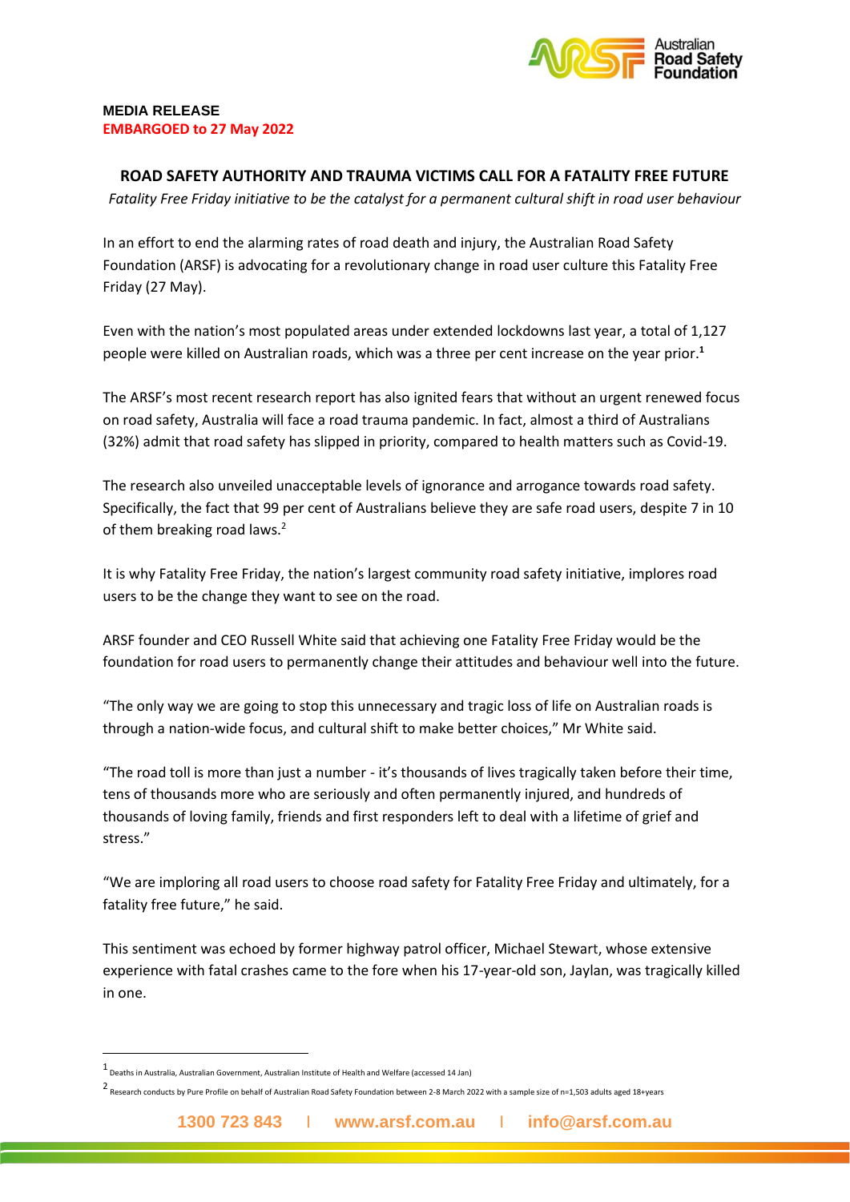**MEDIA RELEASE**
**EMBARGOED to 27 May 2022**

## ROAD SAFETY AUTHORITY AND TRAUMA VICTIMS CALL FOR A FATALITY FREE FUTURE

*Fatality Free Friday initiative to be the catalyst for a permanent cultural shift in road user behaviour*

In an effort to end the alarming rates of road death and injury, the Australian Road Safety Foundation (ARSF) is advocating for a revolutionary change in road user culture this Fatality Free Friday (27 May).

Even with the nation's most populated areas under extended lockdowns last year, a total of 1,127 people were killed on Australian roads, which was a three per cent increase on the year prior.[1]

The ARSF's most recent research report has also ignited fears that without an urgent renewed focus on road safety, Australia will face a road trauma pandemic. In fact, almost a third of Australians (32%) admit that road safety has slipped in priority, compared to health matters such as Covid-19.

The research also unveiled unacceptable levels of ignorance and arrogance towards road safety. Specifically, the fact that 99 per cent of Australians believe they are safe road users, despite 7 in 10 of them breaking road laws.[2]

It is why Fatality Free Friday, the nation's largest community road safety initiative, implores road users to be the change they want to see on the road.

ARSF founder and CEO Russell White said that achieving one Fatality Free Friday would be the foundation for road users to permanently change their attitudes and behaviour well into the future.

"The only way we are going to stop this unnecessary and tragic loss of life on Australian roads is through a nation-wide focus, and cultural shift to make better choices," Mr White said.

"The road toll is more than just a number - it's thousands of lives tragically taken before their time, tens of thousands more who are seriously and often permanently injured, and hundreds of thousands of loving family, friends and first responders left to deal with a lifetime of grief and stress."

"We are imploring all road users to choose road safety for Fatality Free Friday and ultimately, for a fatality free future," he said.

This sentiment was echoed by former highway patrol officer, Michael Stewart, whose extensive experience with fatal crashes came to the fore when his 17-year-old son, Jaylan, was tragically killed in one.

---

[1] Deaths in Australia, Australian Government, Australian Institute of Health and Welfare (accessed 14 Jan)

[2] Research conducts by Pure Profile on behalf of Australian Road Safety Foundation between 2-8 March 2022 with a sample size of n=1,503 adults aged 18+years

1300 723 843 | www.arsf.com.au | info@arsf.com.au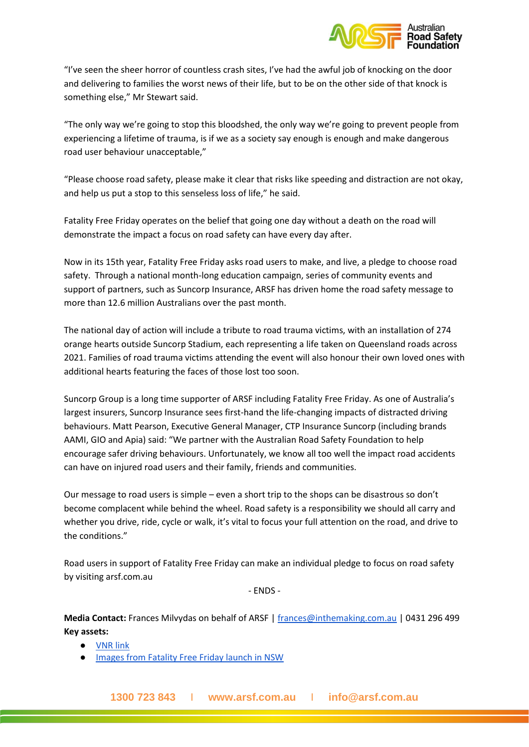"I've seen the sheer horror of countless crash sites, I've had the awful job of knocking on the door and delivering to families the worst news of their life, but to be on the other side of that knock is something else," Mr Stewart said.

"The only way we're going to stop this bloodshed, the only way we're going to prevent people from experiencing a lifetime of trauma, is if we as a society say enough is enough and make dangerous road user behaviour unacceptable,"

"Please choose road safety, please make it clear that risks like speeding and distraction are not okay, and help us put a stop to this senseless loss of life," he said.

Fatality Free Friday operates on the belief that going one day without a death on the road will demonstrate the impact a focus on road safety can have every day after.

Now in its 15th year, Fatality Free Friday asks road users to make, and live, a pledge to choose road safety. Through a national month-long education campaign, series of community events and support of partners, such as Suncorp Insurance, ARSF has driven home the road safety message to more than 12.6 million Australians over the past month.

The national day of action will include a tribute to road trauma victims, with an installation of 274 orange hearts outside Suncorp Stadium, each representing a life taken on Queensland roads across 2021. Families of road trauma victims attending the event will also honour their own loved ones with additional hearts featuring the faces of those lost too soon.

Suncorp Group is a long time supporter of ARSF including Fatality Free Friday. As one of Australia's largest insurers, Suncorp Insurance sees first-hand the life-changing impacts of distracted driving behaviours. Matt Pearson, Executive General Manager, CTP Insurance Suncorp (including brands AAMI, GIO and Apia) said: "We partner with the Australian Road Safety Foundation to help encourage safer driving behaviours. Unfortunately, we know all too well the impact road accidents can have on injured road users and their family, friends and communities.

Our message to road users is simple – even a short trip to the shops can be disastrous so don't become complacent while behind the wheel. Road safety is a responsibility we should all carry and whether you drive, ride, cycle or walk, it's vital to focus your full attention on the road, and drive to the conditions."

Road users in support of Fatality Free Friday can make an individual pledge to focus on road safety by visiting arsf.com.au

- ENDS -

**Media Contact:** Frances Milvydas on behalf of ARSF | frances@inthemaking.com.au | 0431 296 499
**Key assets:**

- VNR link
- Images from Fatality Free Friday launch in NSW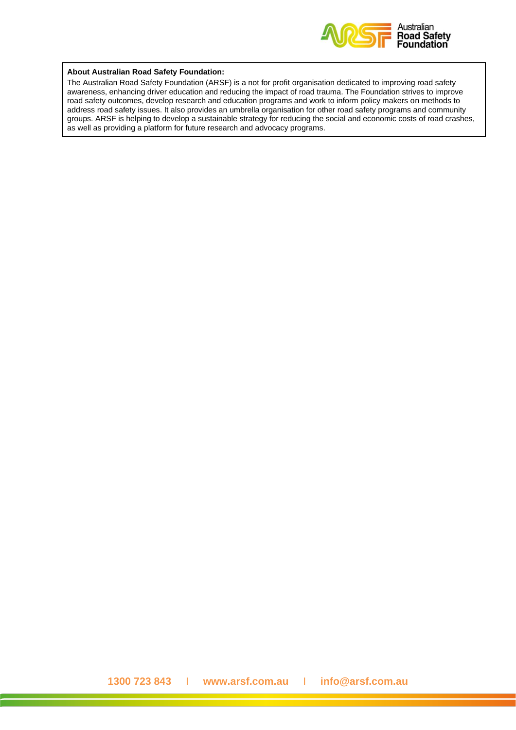**About Australian Road Safety Foundation:**

The Australian Road Safety Foundation (ARSF) is a not for profit organisation dedicated to improving road safety awareness, enhancing driver education and reducing the impact of road trauma. The Foundation strives to improve road safety outcomes, develop research and education programs and work to inform policy makers on methods to address road safety issues. It also provides an umbrella organisation for other road safety programs and community groups. ARSF is helping to develop a sustainable strategy for reducing the social and economic costs of road crashes, as well as providing a platform for future research and advocacy programs.